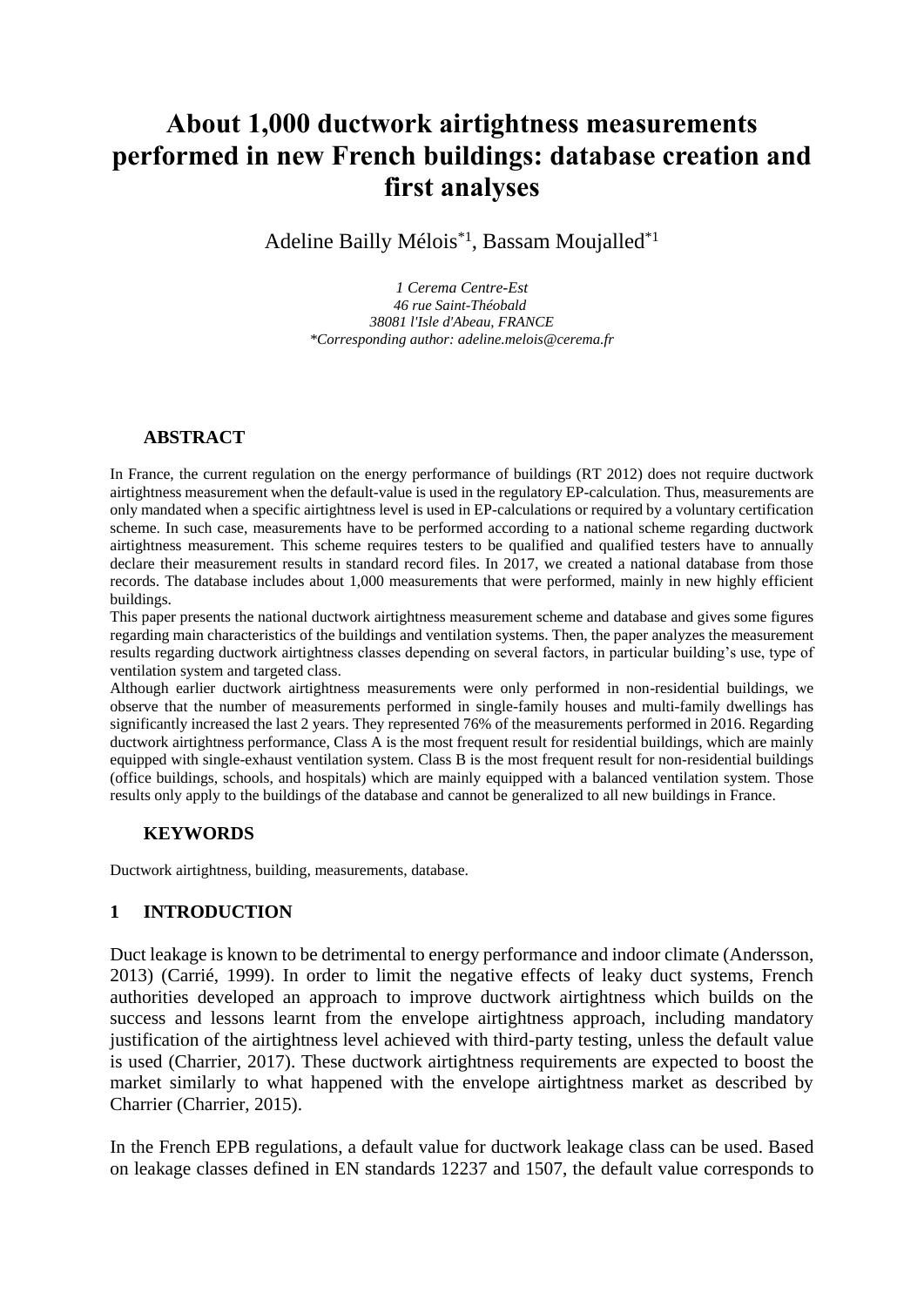# About 1,000 ductwork airtightness measurements performed in new French buildings: database creation and first analyses

Adeline Bailly Mélois*[1], Bassam Moujalled*[1]

*1 Cerema Centre-Est*
*46 rue Saint-Théobald*
*38081 l'Isle d'Abeau, FRANCE*
*\*Corresponding author: adeline.melois@cerema.fr*

## ABSTRACT

In France, the current regulation on the energy performance of buildings (RT 2012) does not require ductwork airtightness measurement when the default-value is used in the regulatory EP-calculation. Thus, measurements are only mandated when a specific airtightness level is used in EP-calculations or required by a voluntary certification scheme. In such case, measurements have to be performed according to a national scheme regarding ductwork airtightness measurement. This scheme requires testers to be qualified and qualified testers have to annually declare their measurement results in standard record files. In 2017, we created a national database from those records. The database includes about 1,000 measurements that were performed, mainly in new highly efficient buildings.

This paper presents the national ductwork airtightness measurement scheme and database and gives some figures regarding main characteristics of the buildings and ventilation systems. Then, the paper analyzes the measurement results regarding ductwork airtightness classes depending on several factors, in particular building's use, type of ventilation system and targeted class.

Although earlier ductwork airtightness measurements were only performed in non-residential buildings, we observe that the number of measurements performed in single-family houses and multi-family dwellings has significantly increased the last 2 years. They represented 76% of the measurements performed in 2016. Regarding ductwork airtightness performance, Class A is the most frequent result for residential buildings, which are mainly equipped with single-exhaust ventilation system. Class B is the most frequent result for non-residential buildings (office buildings, schools, and hospitals) which are mainly equipped with a balanced ventilation system. Those results only apply to the buildings of the database and cannot be generalized to all new buildings in France.

## KEYWORDS

Ductwork airtightness, building, measurements, database.

## 1 INTRODUCTION

Duct leakage is known to be detrimental to energy performance and indoor climate (Andersson, 2013) (Carrié, 1999). In order to limit the negative effects of leaky duct systems, French authorities developed an approach to improve ductwork airtightness which builds on the success and lessons learnt from the envelope airtightness approach, including mandatory justification of the airtightness level achieved with third-party testing, unless the default value is used (Charrier, 2017). These ductwork airtightness requirements are expected to boost the market similarly to what happened with the envelope airtightness market as described by Charrier (Charrier, 2015).

In the French EPB regulations, a default value for ductwork leakage class can be used. Based on leakage classes defined in EN standards 12237 and 1507, the default value corresponds to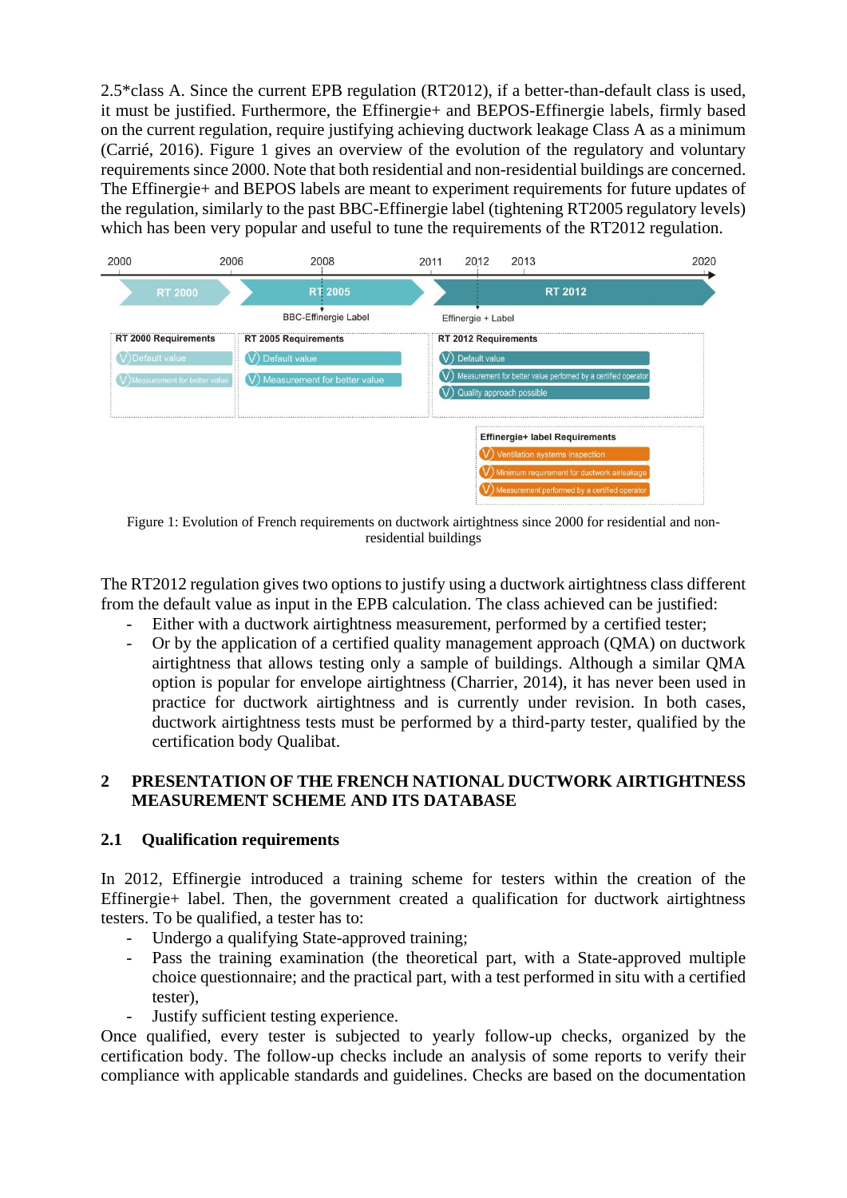2.5*class A. Since the current EPB regulation (RT2012), if a better-than-default class is used, it must be justified. Furthermore, the Effinergie+ and BEPOS-Effinergie labels, firmly based on the current regulation, require justifying achieving ductwork leakage Class A as a minimum (Carrié, 2016). Figure 1 gives an overview of the evolution of the regulatory and voluntary requirements since 2000. Note that both residential and non-residential buildings are concerned. The Effinergie+ and BEPOS labels are meant to experiment requirements for future updates of the regulation, similarly to the past BBC-Effinergie label (tightening RT2005 regulatory levels) which has been very popular and useful to tune the requirements of the RT2012 regulation.

Figure 1: Evolution of French requirements on ductwork airtightness since 2000 for residential and non-residential buildings

The RT2012 regulation gives two options to justify using a ductwork airtightness class different from the default value as input in the EPB calculation. The class achieved can be justified:

- Either with a ductwork airtightness measurement, performed by a certified tester;
- Or by the application of a certified quality management approach (QMA) on ductwork airtightness that allows testing only a sample of buildings. Although a similar QMA option is popular for envelope airtightness (Charrier, 2014), it has never been used in practice for ductwork airtightness and is currently under revision. In both cases, ductwork airtightness tests must be performed by a third-party tester, qualified by the certification body Qualibat.

# 2 PRESENTATION OF THE FRENCH NATIONAL DUCTWORK AIRTIGHTNESS MEASUREMENT SCHEME AND ITS DATABASE

## 2.1 Qualification requirements

In 2012, Effinergie introduced a training scheme for testers within the creation of the Effinergie+ label. Then, the government created a qualification for ductwork airtightness testers. To be qualified, a tester has to:

- Undergo a qualifying State-approved training;
- Pass the training examination (the theoretical part, with a State-approved multiple choice questionnaire; and the practical part, with a test performed in situ with a certified tester),
- Justify sufficient testing experience.

Once qualified, every tester is subjected to yearly follow-up checks, organized by the certification body. The follow-up checks include an analysis of some reports to verify their compliance with applicable standards and guidelines. Checks are based on the documentation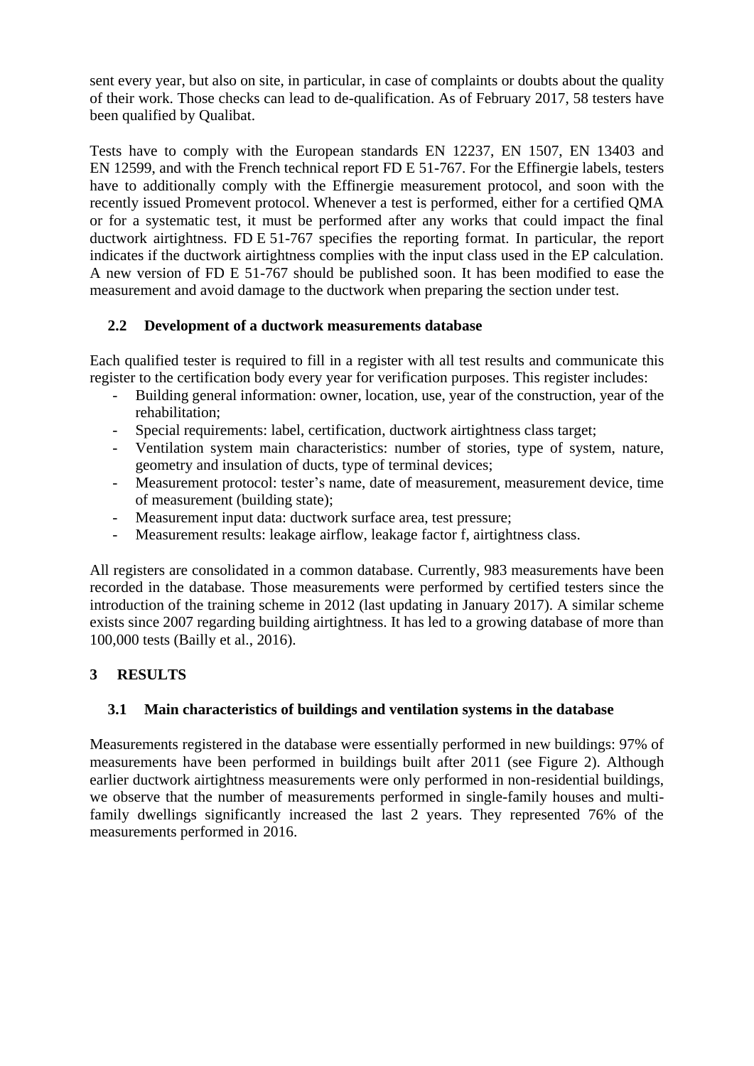sent every year, but also on site, in particular, in case of complaints or doubts about the quality of their work. Those checks can lead to de-qualification. As of February 2017, 58 testers have been qualified by Qualibat.

Tests have to comply with the European standards EN 12237, EN 1507, EN 13403 and EN 12599, and with the French technical report FD E 51-767. For the Effinergie labels, testers have to additionally comply with the Effinergie measurement protocol, and soon with the recently issued Promevent protocol. Whenever a test is performed, either for a certified QMA or for a systematic test, it must be performed after any works that could impact the final ductwork airtightness. FD E 51-767 specifies the reporting format. In particular, the report indicates if the ductwork airtightness complies with the input class used in the EP calculation. A new version of FD E 51-767 should be published soon. It has been modified to ease the measurement and avoid damage to the ductwork when preparing the section under test.

## 2.2 Development of a ductwork measurements database

Each qualified tester is required to fill in a register with all test results and communicate this register to the certification body every year for verification purposes. This register includes:

- Building general information: owner, location, use, year of the construction, year of the rehabilitation;
- Special requirements: label, certification, ductwork airtightness class target;
- Ventilation system main characteristics: number of stories, type of system, nature, geometry and insulation of ducts, type of terminal devices;
- Measurement protocol: tester's name, date of measurement, measurement device, time of measurement (building state);
- Measurement input data: ductwork surface area, test pressure;
- Measurement results: leakage airflow, leakage factor f, airtightness class.

All registers are consolidated in a common database. Currently, 983 measurements have been recorded in the database. Those measurements were performed by certified testers since the introduction of the training scheme in 2012 (last updating in January 2017). A similar scheme exists since 2007 regarding building airtightness. It has led to a growing database of more than 100,000 tests (Bailly et al., 2016).

# 3 RESULTS

## 3.1 Main characteristics of buildings and ventilation systems in the database

Measurements registered in the database were essentially performed in new buildings: 97% of measurements have been performed in buildings built after 2011 (see Figure 2). Although earlier ductwork airtightness measurements were only performed in non-residential buildings, we observe that the number of measurements performed in single-family houses and multi-family dwellings significantly increased the last 2 years. They represented 76% of the measurements performed in 2016.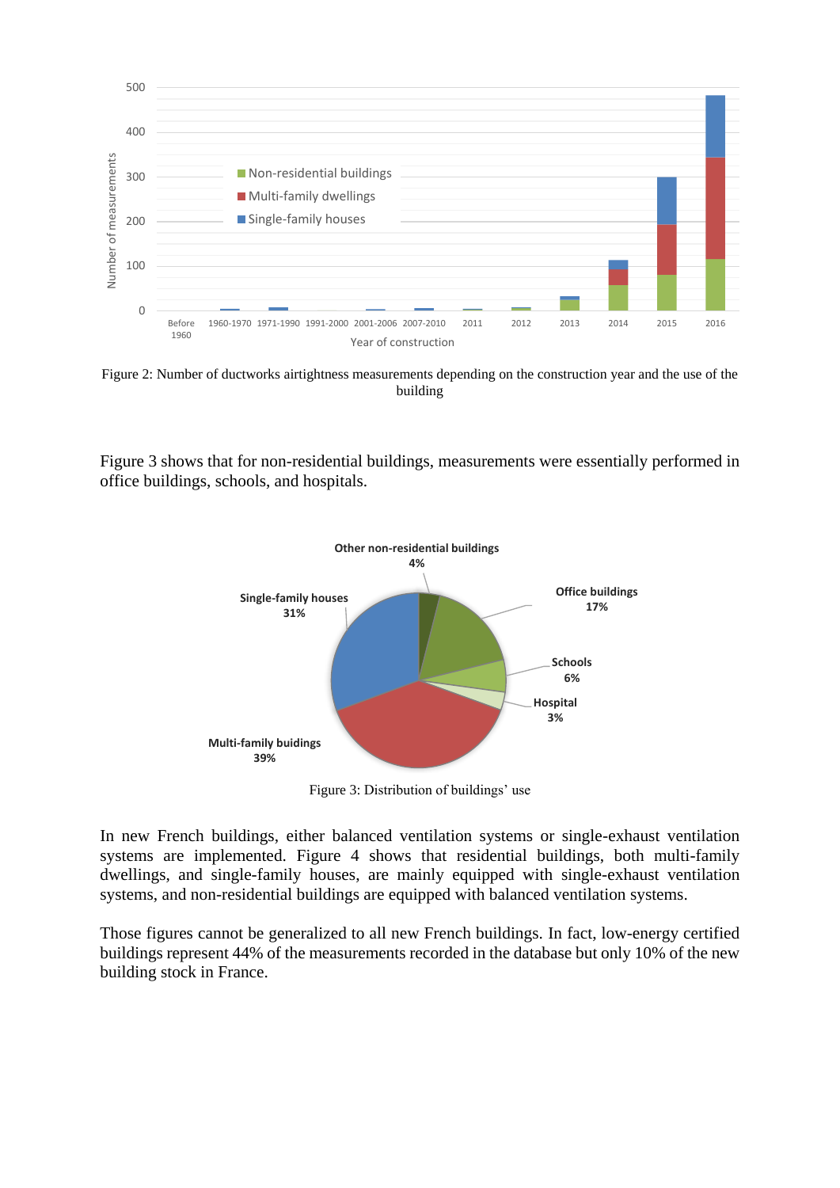Figure 2: Number of ductworks airtightness measurements depending on the construction year and the use of the building

Figure 3 shows that for non-residential buildings, measurements were essentially performed in office buildings, schools, and hospitals.

Figure 3: Distribution of buildings' use

In new French buildings, either balanced ventilation systems or single-exhaust ventilation systems are implemented. Figure 4 shows that residential buildings, both multi-family dwellings, and single-family houses, are mainly equipped with single-exhaust ventilation systems, and non-residential buildings are equipped with balanced ventilation systems.

Those figures cannot be generalized to all new French buildings. In fact, low-energy certified buildings represent 44% of the measurements recorded in the database but only 10% of the new building stock in France.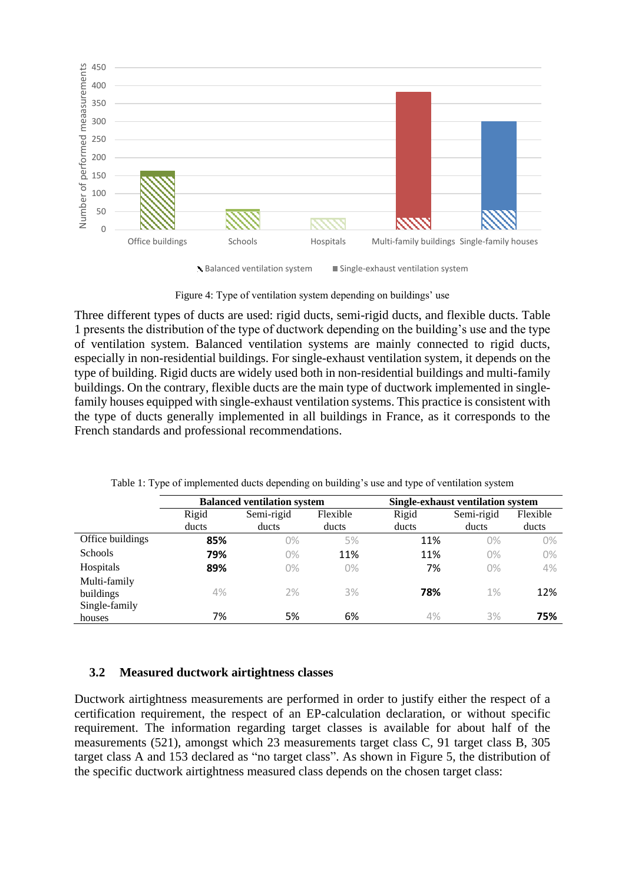Figure 4: Type of ventilation system depending on buildings' use

Three different types of ducts are used: rigid ducts, semi-rigid ducts, and flexible ducts. Table 1 presents the distribution of the type of ductwork depending on the building's use and the type of ventilation system. Balanced ventilation systems are mainly connected to rigid ducts, especially in non-residential buildings. For single-exhaust ventilation system, it depends on the type of building. Rigid ducts are widely used both in non-residential buildings and multi-family buildings. On the contrary, flexible ducts are the main type of ductwork implemented in single-family houses equipped with single-exhaust ventilation systems. This practice is consistent with the type of ducts generally implemented in all buildings in France, as it corresponds to the French standards and professional recommendations.

Table 1: Type of implemented ducts depending on building's use and type of ventilation system

| | Balanced ventilation system | | | Single-exhaust ventilation system | | |
|---|---|---|---|---|---|---|
| | Rigid ducts | Semi-rigid ducts | Flexible ducts | Rigid ducts | Semi-rigid ducts | Flexible ducts |
| Office buildings | **85%** | 0% | 5% | 11% | 0% | 0% |
| Schools | **79%** | 0% | 11% | 11% | 0% | 0% |
| Hospitals | **89%** | 0% | 0% | 7% | 0% | 4% |
| Multi-family buildings | 4% | 2% | 3% | **78%** | 1% | 12% |
| Single-family houses | 7% | 5% | 6% | 4% | 3% | **75%** |

### 3.2 Measured ductwork airtightness classes

Ductwork airtightness measurements are performed in order to justify either the respect of a certification requirement, the respect of an EP-calculation declaration, or without specific requirement. The information regarding target classes is available for about half of the measurements (521), amongst which 23 measurements target class C, 91 target class B, 305 target class A and 153 declared as "no target class". As shown in Figure 5, the distribution of the specific ductwork airtightness measured class depends on the chosen target class: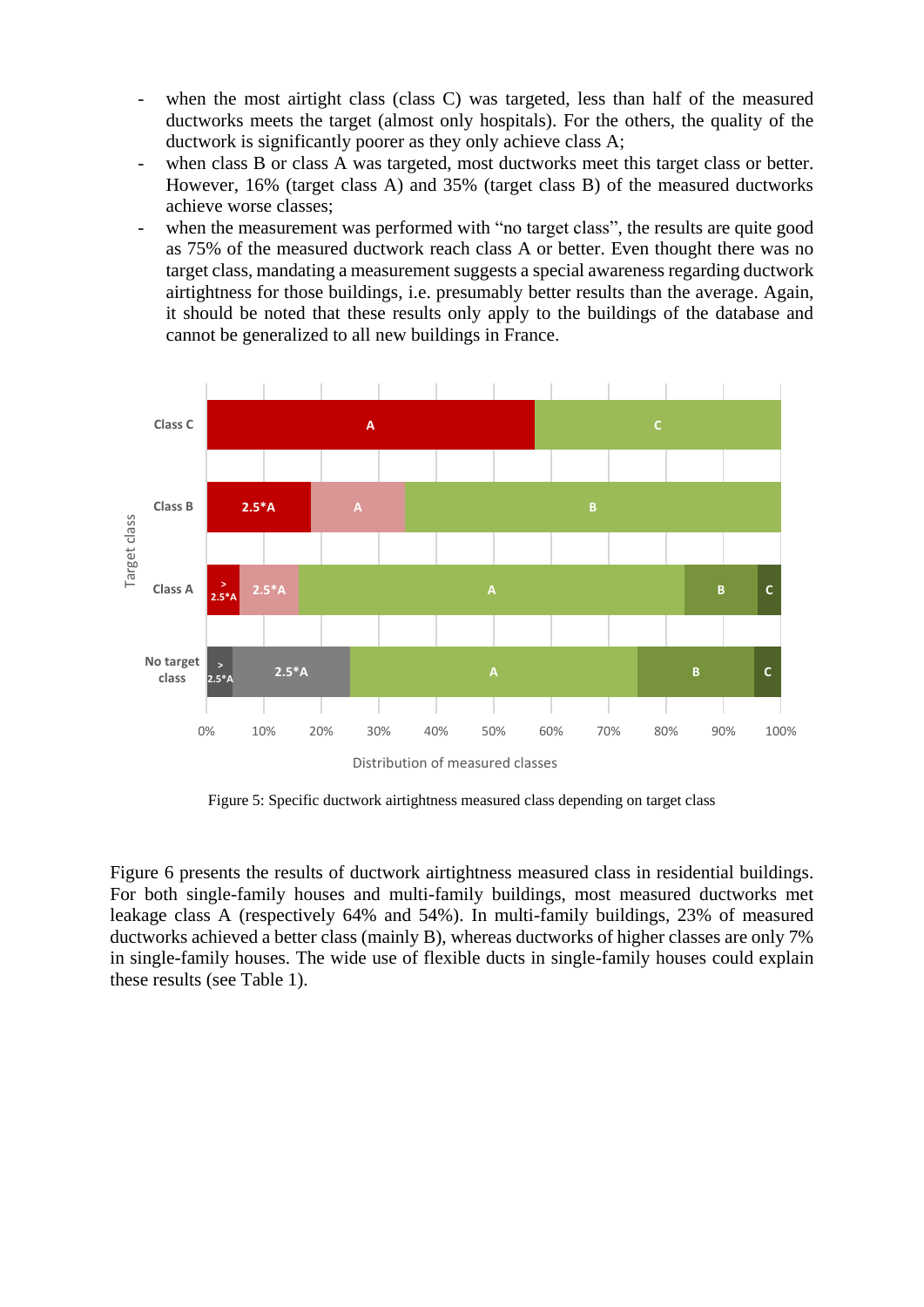- when the most airtight class (class C) was targeted, less than half of the measured ductworks meets the target (almost only hospitals). For the others, the quality of the ductwork is significantly poorer as they only achieve class A;
- when class B or class A was targeted, most ductworks meet this target class or better. However, 16% (target class A) and 35% (target class B) of the measured ductworks achieve worse classes;
- when the measurement was performed with "no target class", the results are quite good as 75% of the measured ductwork reach class A or better. Even thought there was no target class, mandating a measurement suggests a special awareness regarding ductwork airtightness for those buildings, i.e. presumably better results than the average. Again, it should be noted that these results only apply to the buildings of the database and cannot be generalized to all new buildings in France.

Figure 5: Specific ductwork airtightness measured class depending on target class

Figure 6 presents the results of ductwork airtightness measured class in residential buildings. For both single-family houses and multi-family buildings, most measured ductworks met leakage class A (respectively 64% and 54%). In multi-family buildings, 23% of measured ductworks achieved a better class (mainly B), whereas ductworks of higher classes are only 7% in single-family houses. The wide use of flexible ducts in single-family houses could explain these results (see Table 1).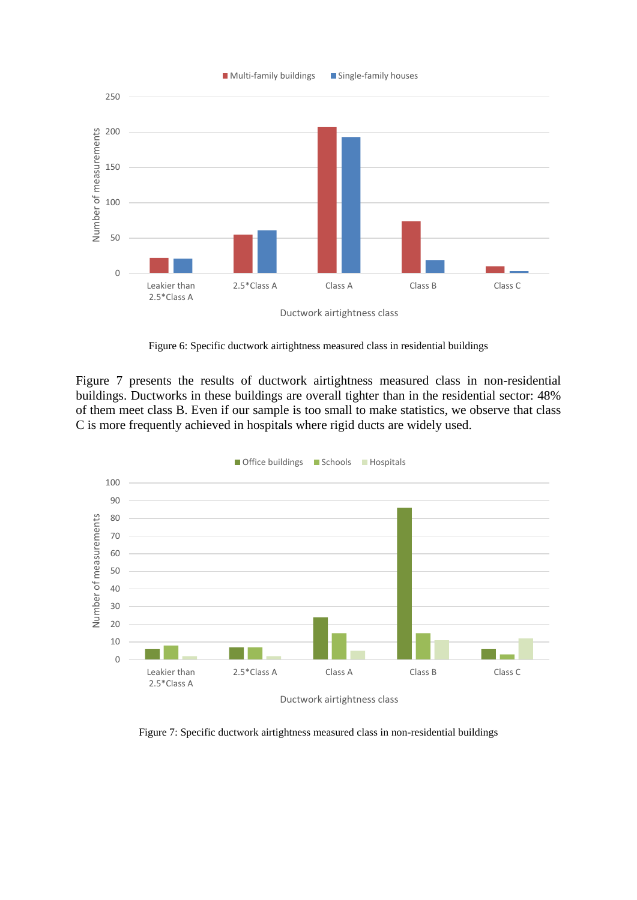Figure 6: Specific ductwork airtightness measured class in residential buildings

Figure 7 presents the results of ductwork airtightness measured class in non-residential buildings. Ductworks in these buildings are overall tighter than in the residential sector: 48% of them meet class B. Even if our sample is too small to make statistics, we observe that class C is more frequently achieved in hospitals where rigid ducts are widely used.

Figure 7: Specific ductwork airtightness measured class in non-residential buildings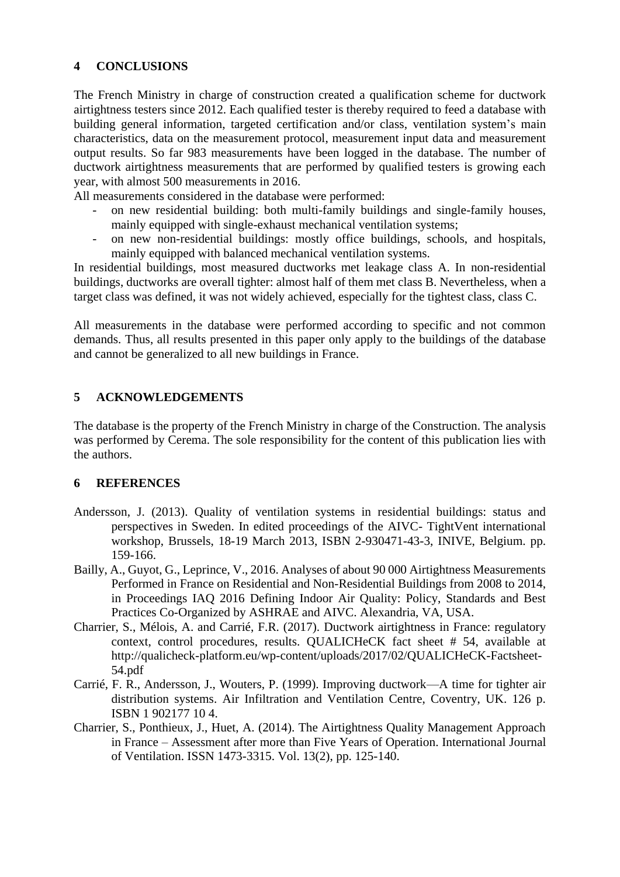## 4 CONCLUSIONS

The French Ministry in charge of construction created a qualification scheme for ductwork airtightness testers since 2012. Each qualified tester is thereby required to feed a database with building general information, targeted certification and/or class, ventilation system's main characteristics, data on the measurement protocol, measurement input data and measurement output results. So far 983 measurements have been logged in the database. The number of ductwork airtightness measurements that are performed by qualified testers is growing each year, with almost 500 measurements in 2016.

All measurements considered in the database were performed:

- on new residential building: both multi-family buildings and single-family houses, mainly equipped with single-exhaust mechanical ventilation systems;
- on new non-residential buildings: mostly office buildings, schools, and hospitals, mainly equipped with balanced mechanical ventilation systems.

In residential buildings, most measured ductworks met leakage class A. In non-residential buildings, ductworks are overall tighter: almost half of them met class B. Nevertheless, when a target class was defined, it was not widely achieved, especially for the tightest class, class C.

All measurements in the database were performed according to specific and not common demands. Thus, all results presented in this paper only apply to the buildings of the database and cannot be generalized to all new buildings in France.

## 5 ACKNOWLEDGEMENTS

The database is the property of the French Ministry in charge of the Construction. The analysis was performed by Cerema. The sole responsibility for the content of this publication lies with the authors.

## 6 REFERENCES

Andersson, J. (2013). Quality of ventilation systems in residential buildings: status and perspectives in Sweden. In edited proceedings of the AIVC- TightVent international workshop, Brussels, 18-19 March 2013, ISBN 2-930471-43-3, INIVE, Belgium. pp. 159-166.

Bailly, A., Guyot, G., Leprince, V., 2016. Analyses of about 90 000 Airtightness Measurements Performed in France on Residential and Non-Residential Buildings from 2008 to 2014, in Proceedings IAQ 2016 Defining Indoor Air Quality: Policy, Standards and Best Practices Co-Organized by ASHRAE and AIVC. Alexandria, VA, USA.

Charrier, S., Mélois, A. and Carrié, F.R. (2017). Ductwork airtightness in France: regulatory context, control procedures, results. QUALICHeCK fact sheet # 54, available at http://qualicheck-platform.eu/wp-content/uploads/2017/02/QUALICHeCK-Factsheet-54.pdf

Carrié, F. R., Andersson, J., Wouters, P. (1999). Improving ductwork—A time for tighter air distribution systems. Air Infiltration and Ventilation Centre, Coventry, UK. 126 p. ISBN 1 902177 10 4.

Charrier, S., Ponthieux, J., Huet, A. (2014). The Airtightness Quality Management Approach in France – Assessment after more than Five Years of Operation. International Journal of Ventilation. ISSN 1473-3315. Vol. 13(2), pp. 125-140.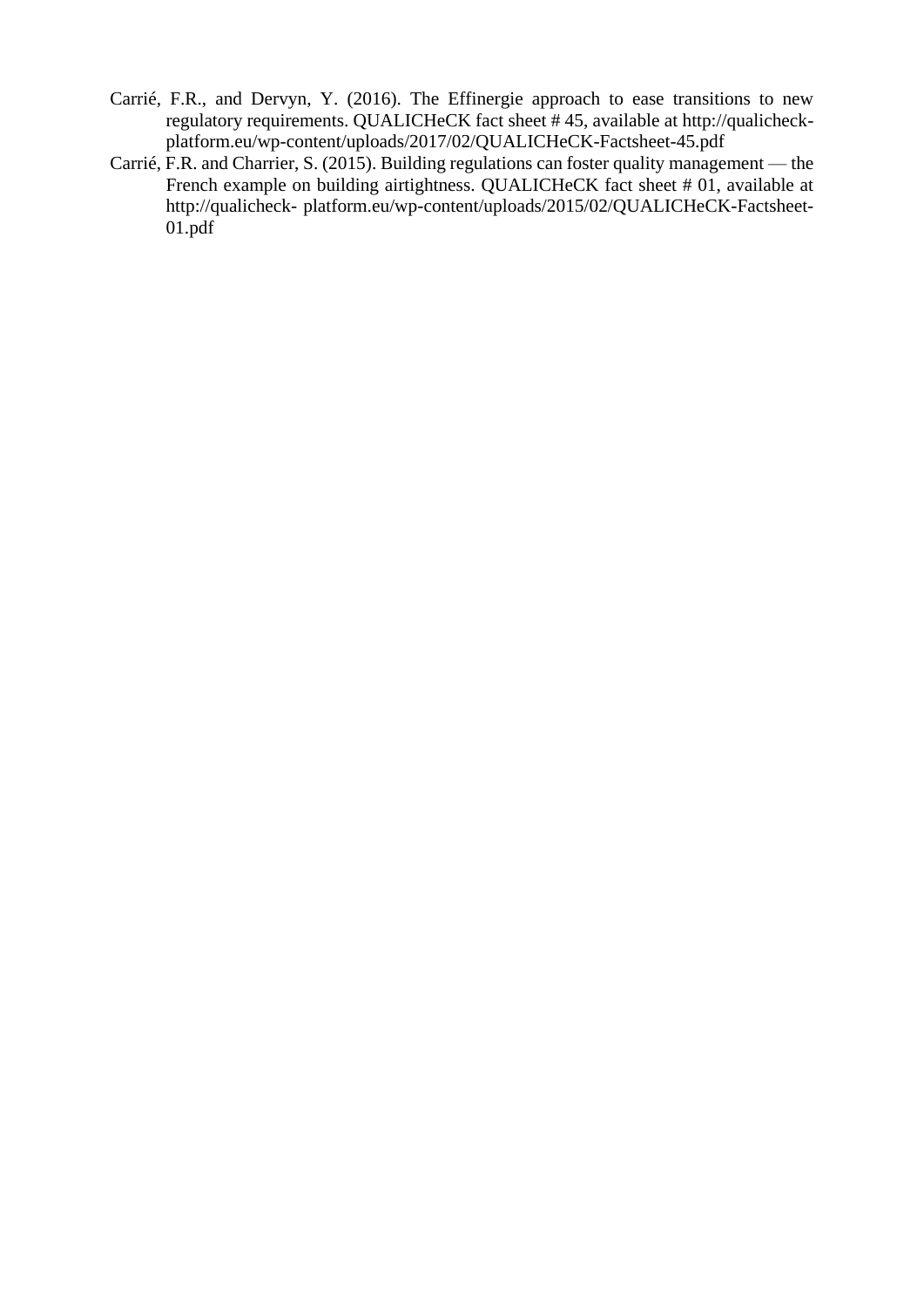Carrié, F.R., and Dervyn, Y. (2016). The Effinergie approach to ease transitions to new regulatory requirements. QUALICHeCK fact sheet # 45, available at http://qualicheck-platform.eu/wp-content/uploads/2017/02/QUALICHeCK-Factsheet-45.pdf

Carrié, F.R. and Charrier, S. (2015). Building regulations can foster quality management — the French example on building airtightness. QUALICHeCK fact sheet # 01, available at http://qualicheck- platform.eu/wp-content/uploads/2015/02/QUALICHeCK-Factsheet-01.pdf